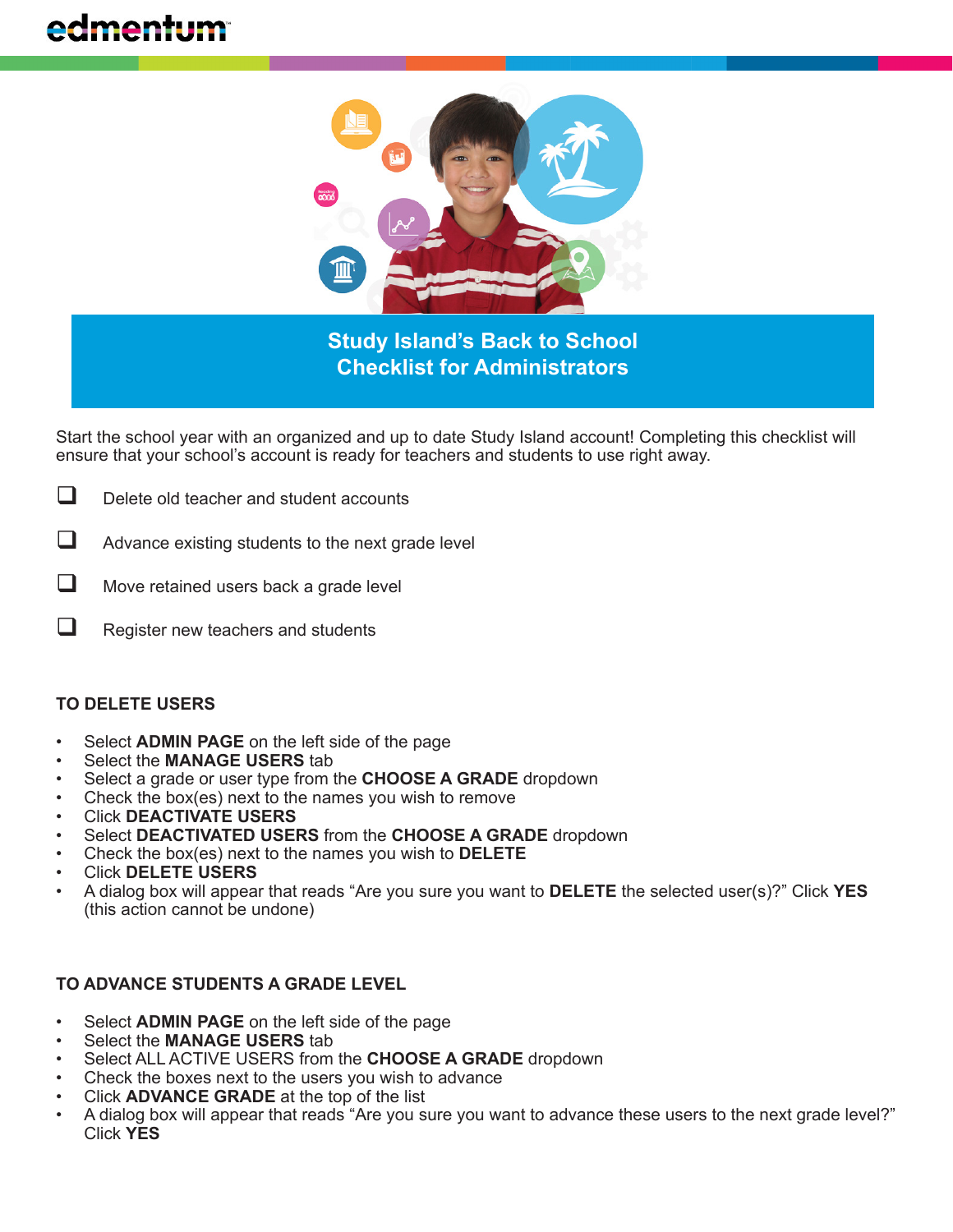# Study Island's Back to School Checklist for Administrators

Start the school year with an organized and up to date Study Island account! Completing this checklist will ensure that your school's account is ready for teachers and students to use right away.

- [ ] Delete old teacher and student accounts
- [ ] Advance existing students to the next grade level
- [ ] Move retained users back a grade level
- [ ] Register new teachers and students

## TO DELETE USERS

- Select **ADMIN PAGE** on the left side of the page
- Select the **MANAGE USERS** tab
- Select a grade or user type from the **CHOOSE A GRADE** dropdown
- Check the box(es) next to the names you wish to remove
- Click **DEACTIVATE USERS**
- Select **DEACTIVATED USERS** from the **CHOOSE A GRADE** dropdown
- Check the box(es) next to the names you wish to **DELETE**
- Click **DELETE USERS**
- A dialog box will appear that reads "Are you sure you want to **DELETE** the selected user(s)?" Click **YES** (this action cannot be undone)

## TO ADVANCE STUDENTS A GRADE LEVEL

- Select **ADMIN PAGE** on the left side of the page
- Select the **MANAGE USERS** tab
- Select ALL ACTIVE USERS from the **CHOOSE A GRADE** dropdown
- Check the boxes next to the users you wish to advance
- Click **ADVANCE GRADE** at the top of the list
- A dialog box will appear that reads "Are you sure you want to advance these users to the next grade level?" Click **YES**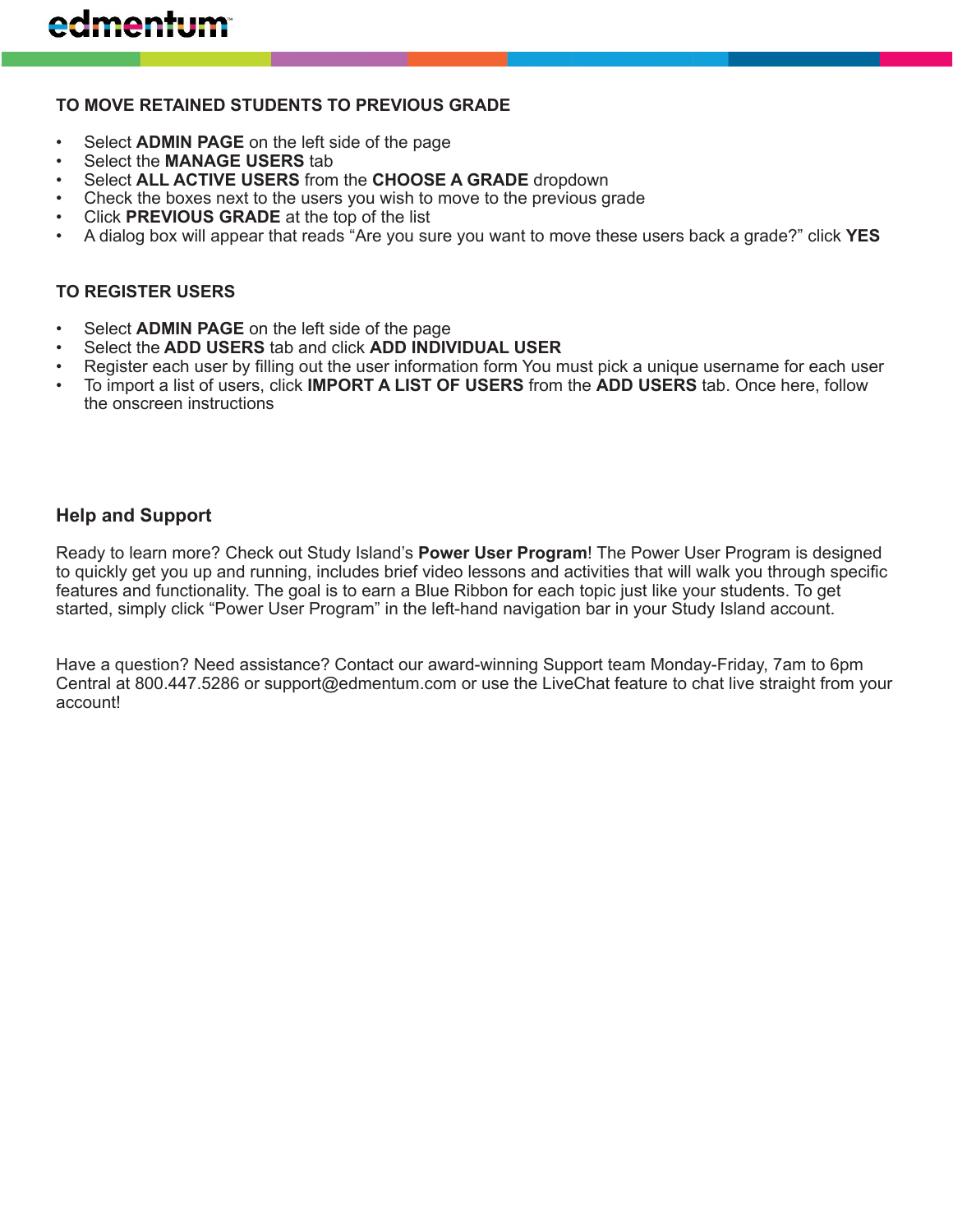## TO MOVE RETAINED STUDENTS TO PREVIOUS GRADE

- Select **ADMIN PAGE** on the left side of the page
- Select the **MANAGE USERS** tab
- Select **ALL ACTIVE USERS** from the **CHOOSE A GRADE** dropdown
- Check the boxes next to the users you wish to move to the previous grade
- Click **PREVIOUS GRADE** at the top of the list
- A dialog box will appear that reads "Are you sure you want to move these users back a grade?" click **YES**

## TO REGISTER USERS

- Select **ADMIN PAGE** on the left side of the page
- Select the **ADD USERS** tab and click **ADD INDIVIDUAL USER**
- Register each user by filling out the user information form You must pick a unique username for each user
- To import a list of users, click **IMPORT A LIST OF USERS** from the **ADD USERS** tab. Once here, follow the onscreen instructions

## Help and Support

Ready to learn more? Check out Study Island's **Power User Program**! The Power User Program is designed to quickly get you up and running, includes brief video lessons and activities that will walk you through specific features and functionality. The goal is to earn a Blue Ribbon for each topic just like your students. To get started, simply click "Power User Program" in the left-hand navigation bar in your Study Island account.

Have a question? Need assistance? Contact our award-winning Support team Monday-Friday, 7am to 6pm Central at 800.447.5286 or support@edmentum.com or use the LiveChat feature to chat live straight from your account!